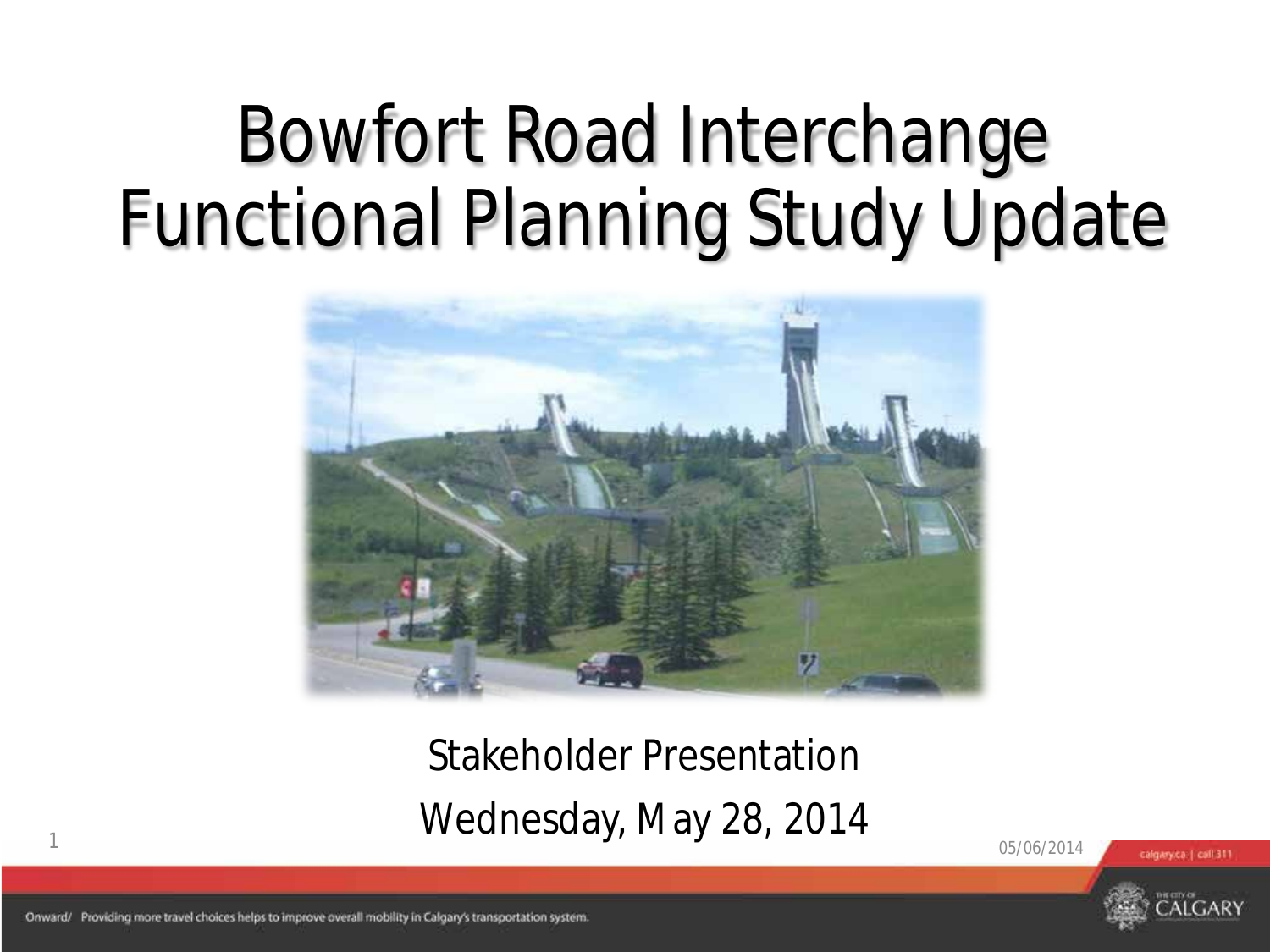# Bowfort Road Interchange Functional Planning Study Update

Stakeholder Presentation

Wednesday, May 28, 2014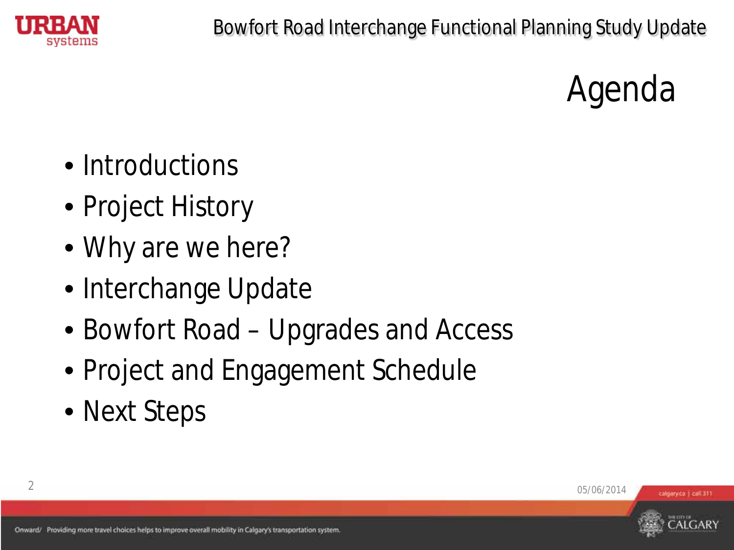# Agenda

- Introductions
- Project History
- Why are we here?
- Interchange Update
- Bowfort Road – Upgrades and Access
- Project and Engagement Schedule
- Next Steps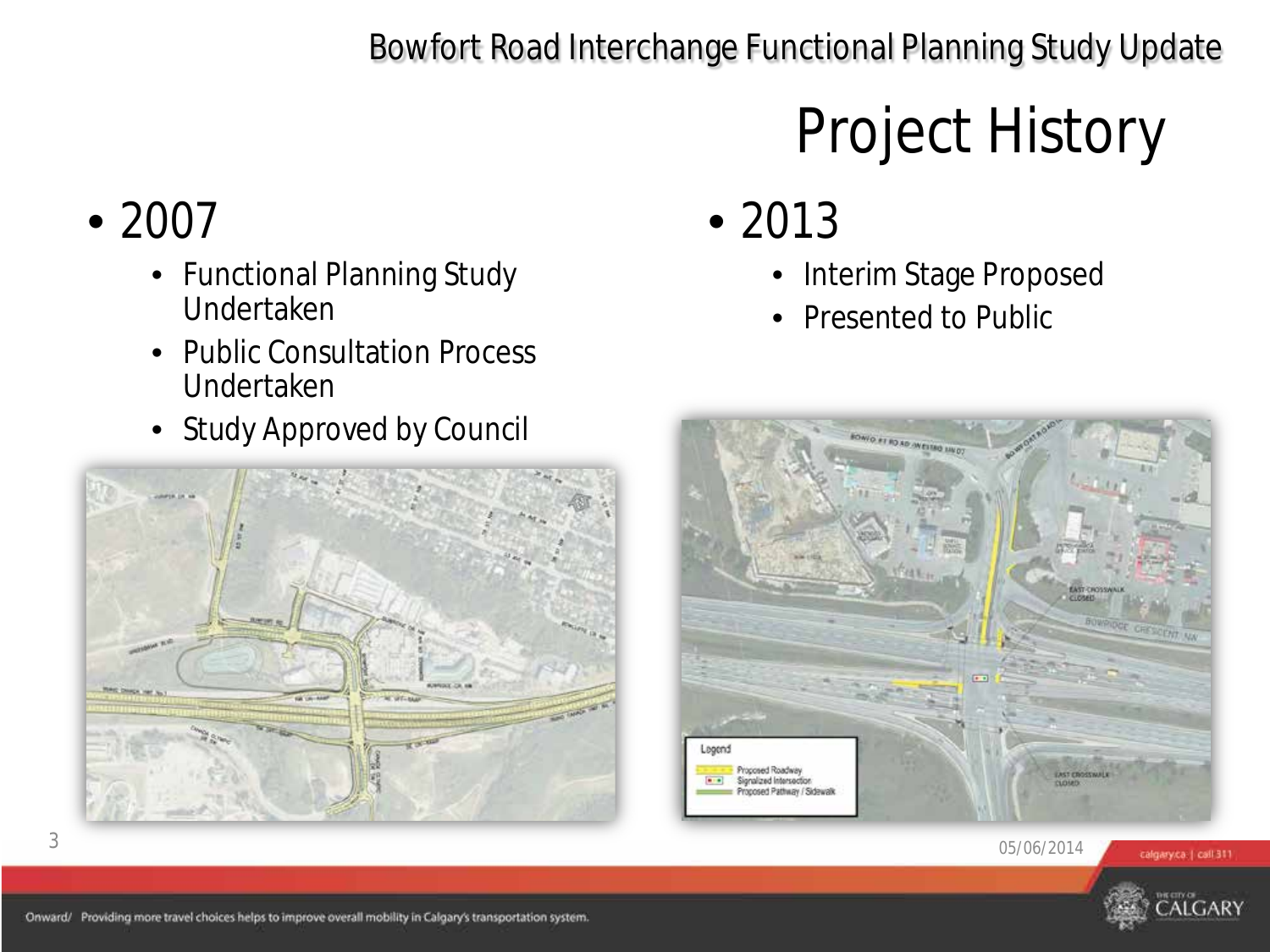# Project History

- 2007
  - Functional Planning Study Undertaken
  - Public Consultation Process Undertaken
  - Study Approved by Council
- 2013
  - Interim Stage Proposed
  - Presented to Public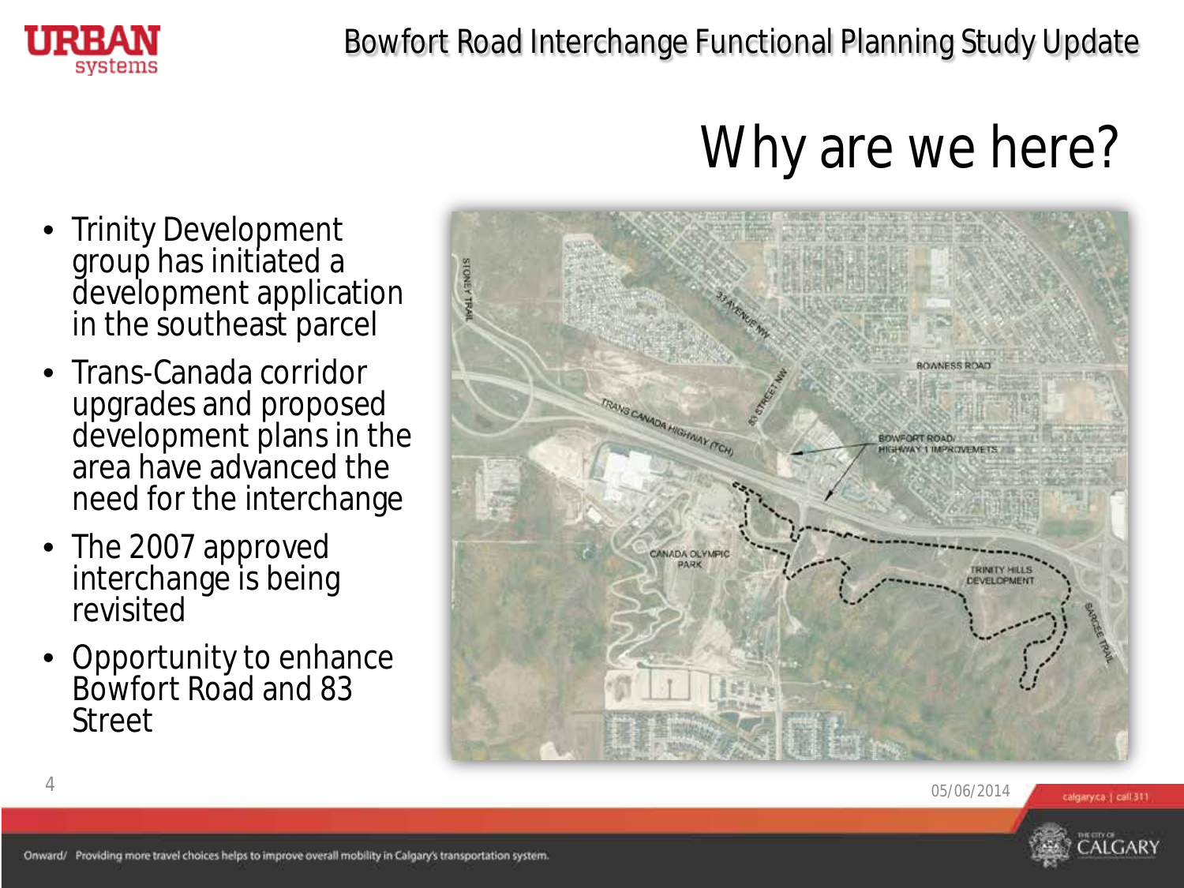# Why are we here?

- Trinity Development group has initiated a development application in the southeast parcel
- Trans-Canada corridor upgrades and proposed development plans in the area have advanced the need for the interchange
- The 2007 approved interchange is being revisited
- Opportunity to enhance Bowfort Road and 83 Street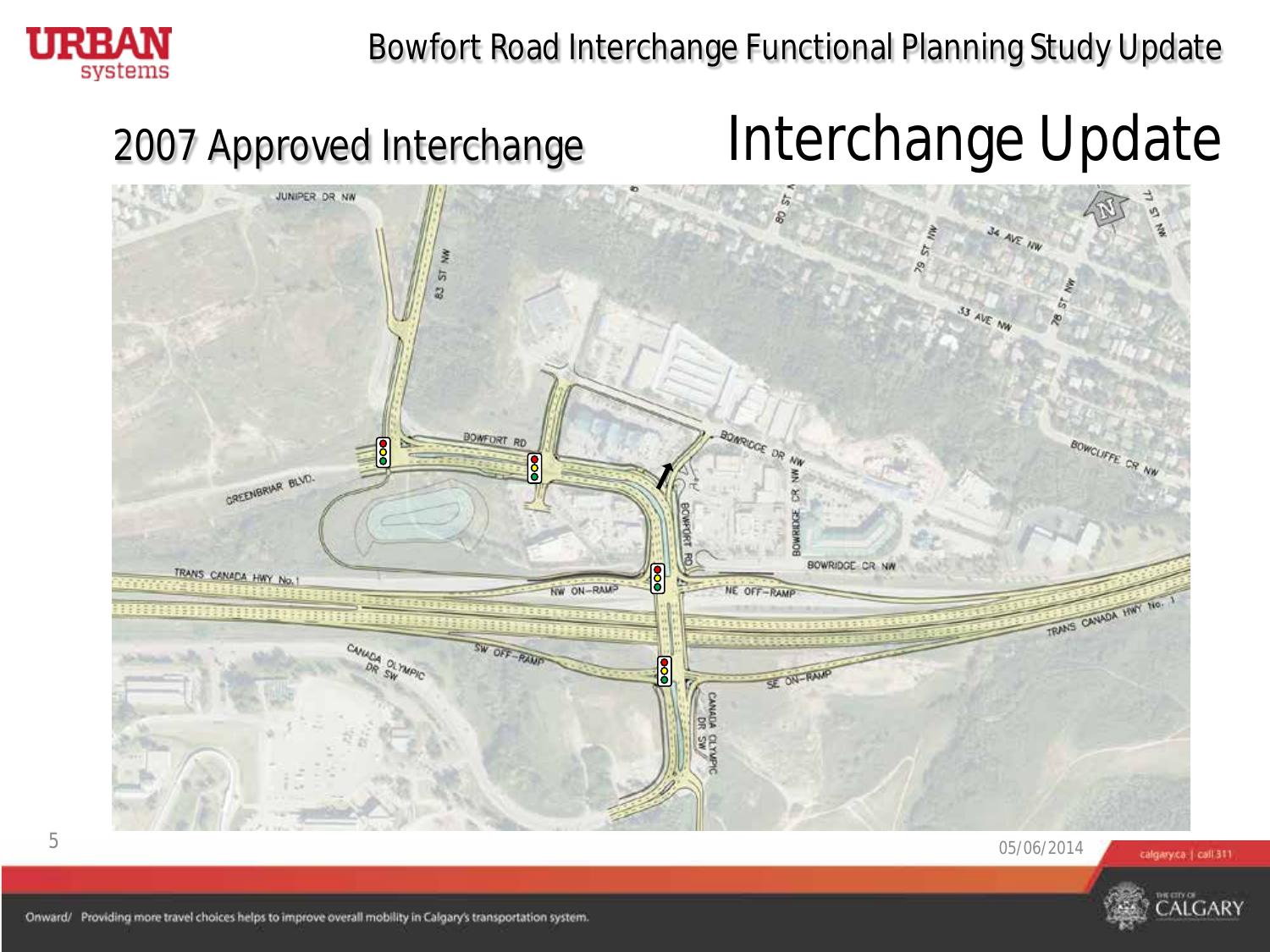# Interchange Update

## 2007 Approved Interchange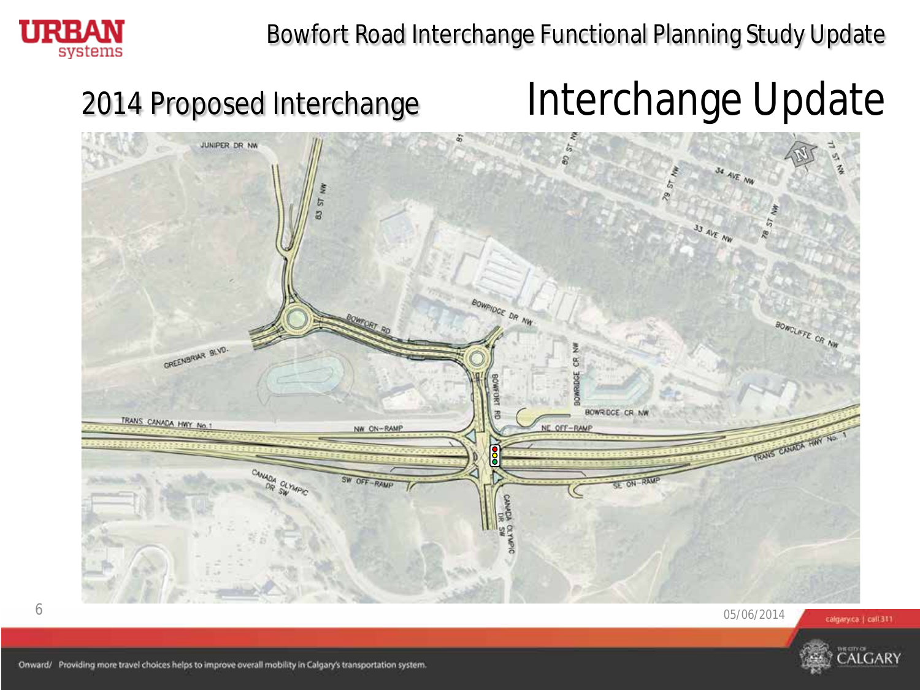# Interchange Update

## 2014 Proposed Interchange

Onward/ Providing more travel choices helps to improve overall mobility in Calgary's transportation system.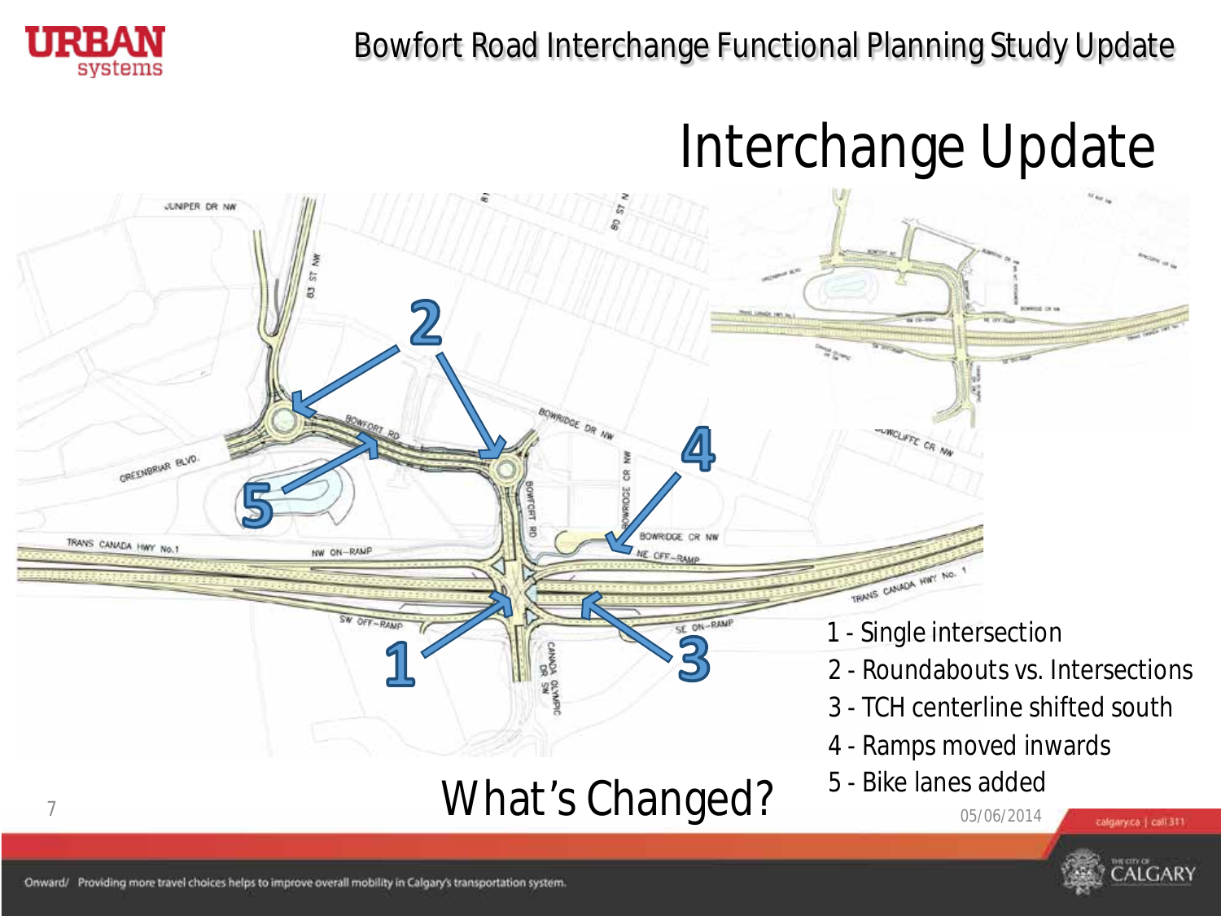# Interchange Update

## What's Changed?

1 - Single intersection
2 - Roundabouts vs. Intersections
3 - TCH centerline shifted south
4 - Ramps moved inwards
5 - Bike lanes added

05/06/2014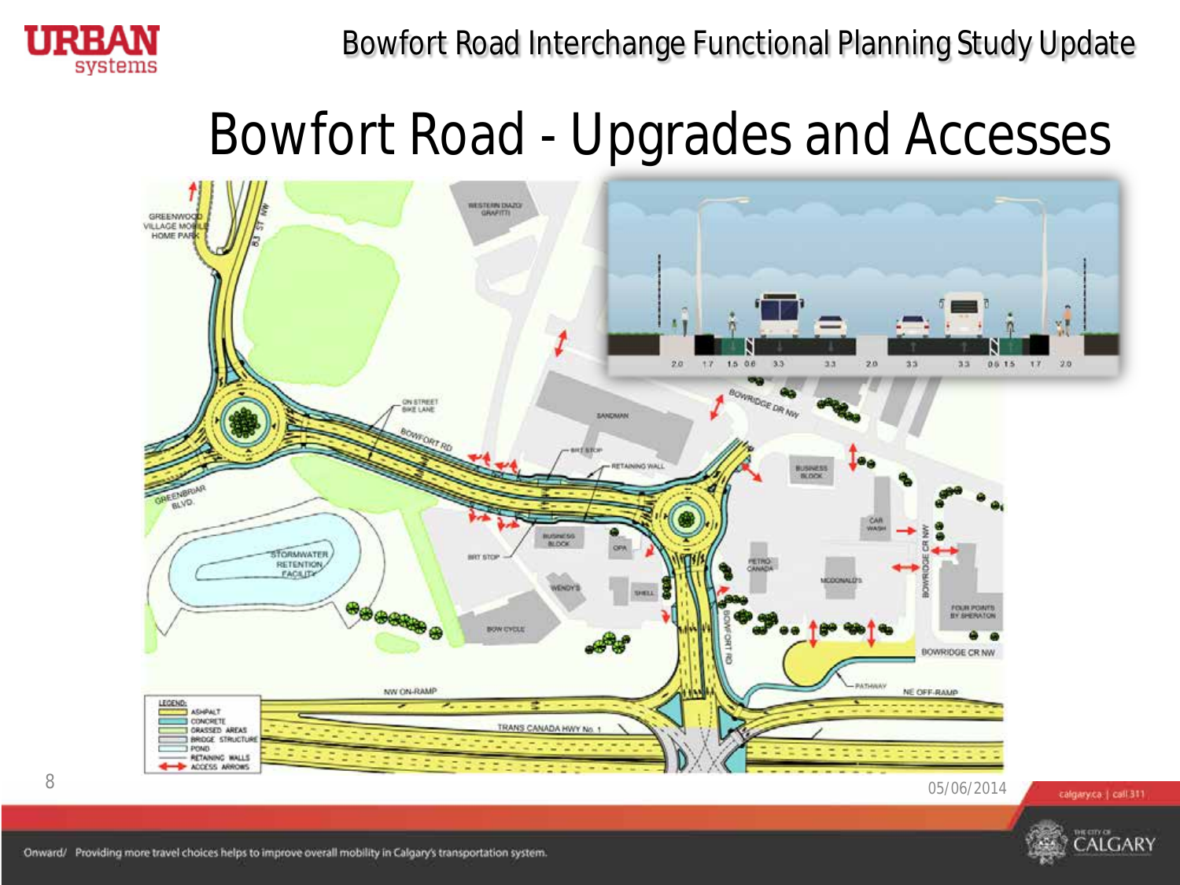# Bowfort Road - Upgrades and Accesses

Onward/ Providing more travel choices helps to improve overall mobility in Calgary's transportation system.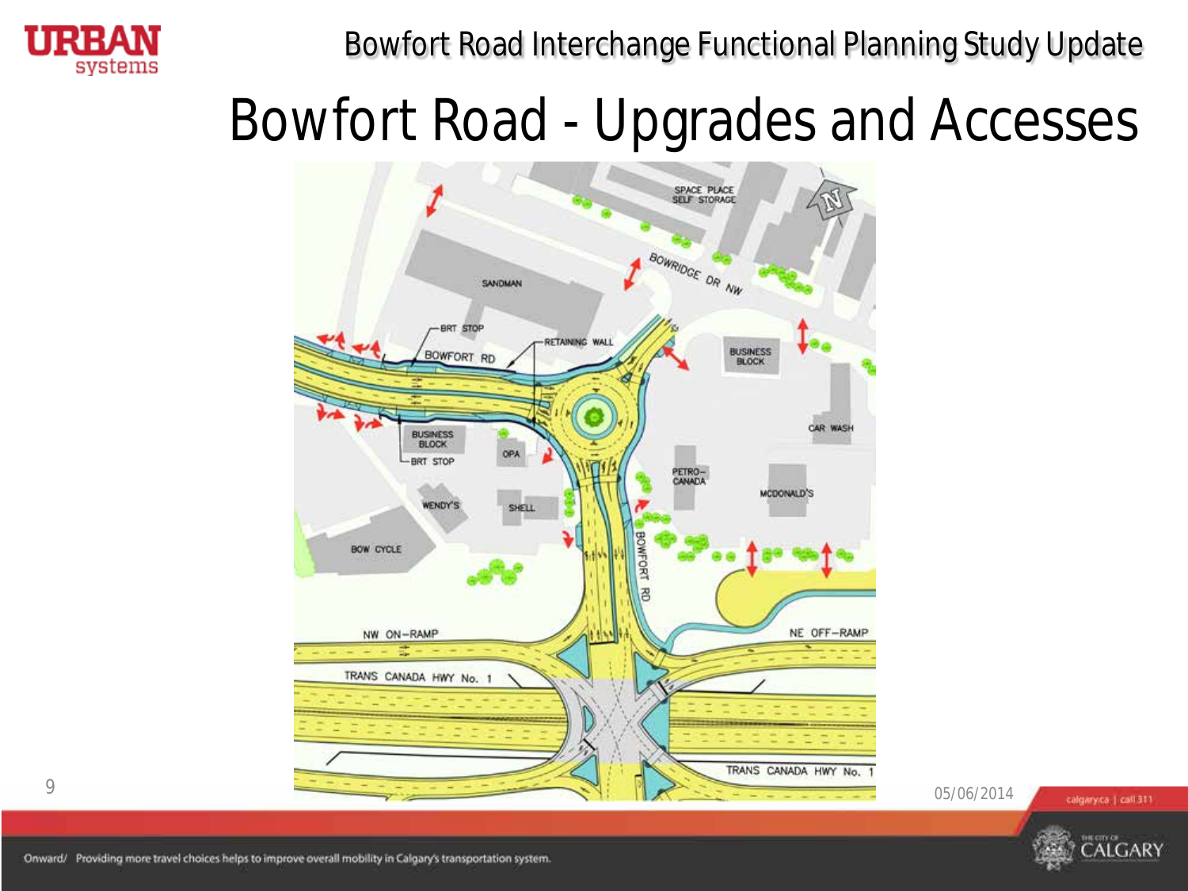# Bowfort Road - Upgrades and Accesses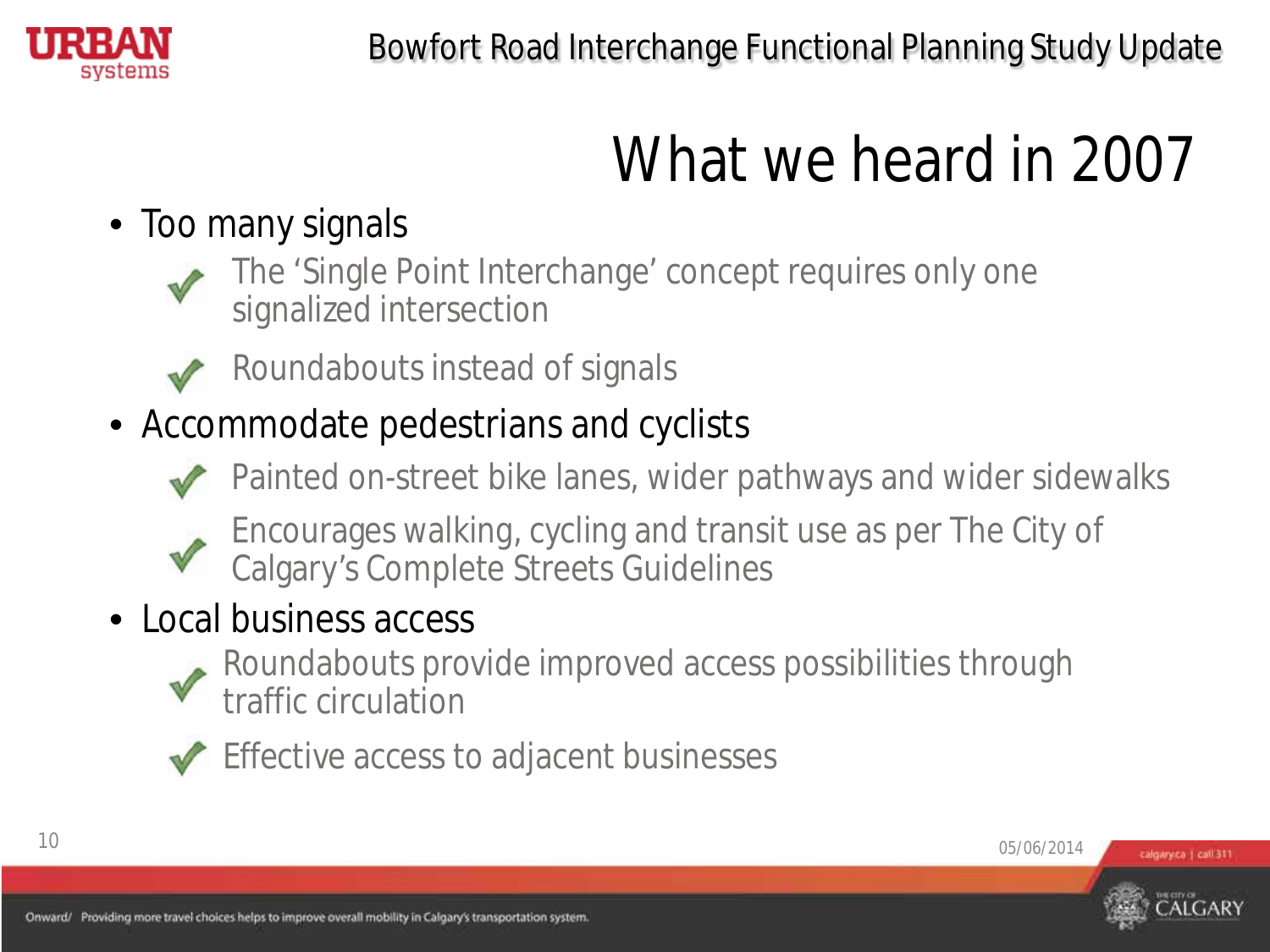# What we heard in 2007

- Too many signals
  - ✓ The 'Single Point Interchange' concept requires only one signalized intersection
  - ✓ Roundabouts instead of signals
- Accommodate pedestrians and cyclists
  - ✓ Painted on-street bike lanes, wider pathways and wider sidewalks
  - ✓ Encourages walking, cycling and transit use as per The City of Calgary's Complete Streets Guidelines
- Local business access
  - ✓ Roundabouts provide improved access possibilities through traffic circulation
  - ✓ Effective access to adjacent businesses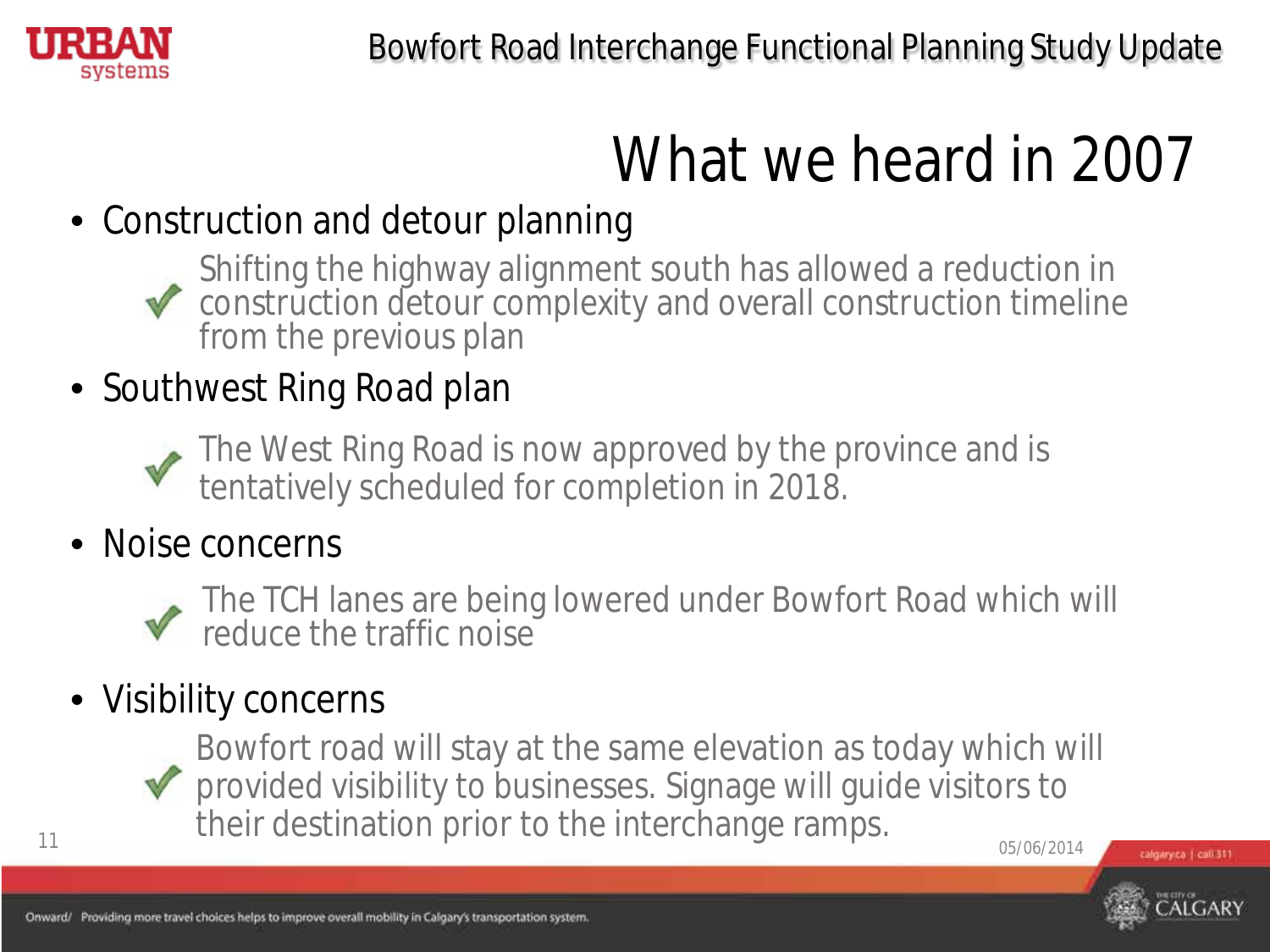# What we heard in 2007

- Construction and detour planning
  - ✓ Shifting the highway alignment south has allowed a reduction in construction detour complexity and overall construction timeline from the previous plan
- Southwest Ring Road plan
  - ✓ The West Ring Road is now approved by the province and is tentatively scheduled for completion in 2018.
- Noise concerns
  - ✓ The TCH lanes are being lowered under Bowfort Road which will reduce the traffic noise
- Visibility concerns
  - ✓ Bowfort road will stay at the same elevation as today which will provided visibility to businesses. Signage will guide visitors to their destination prior to the interchange ramps.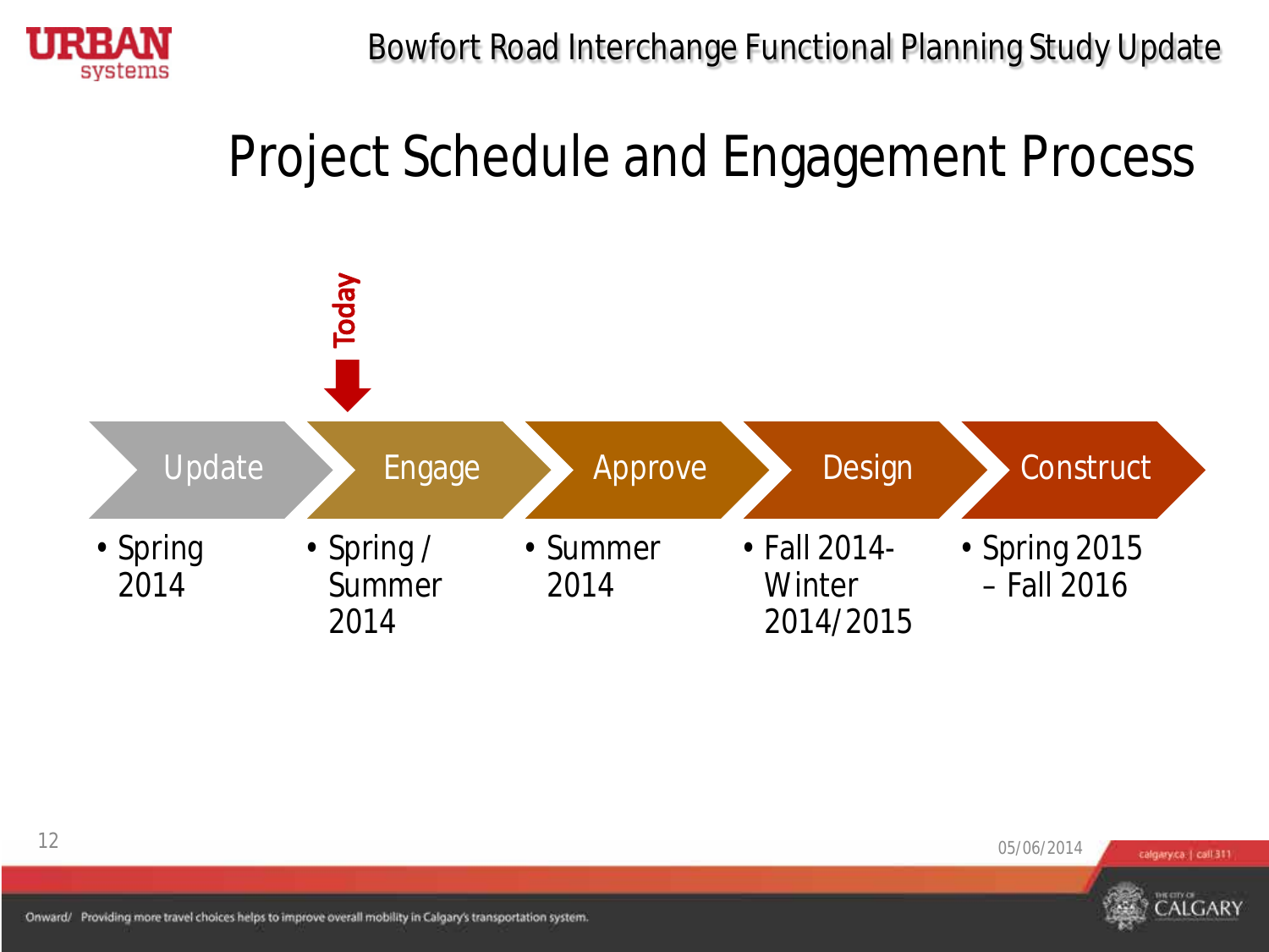# Project Schedule and Engagement Process

**Today** ↓ (Engage)

| Update | Engage | Approve | Design | Construct |
|---|---|---|---|---|
| • Spring 2014 | • Spring / Summer 2014 | • Summer 2014 | • Fall 2014- Winter 2014/2015 | • Spring 2015 – Fall 2016 |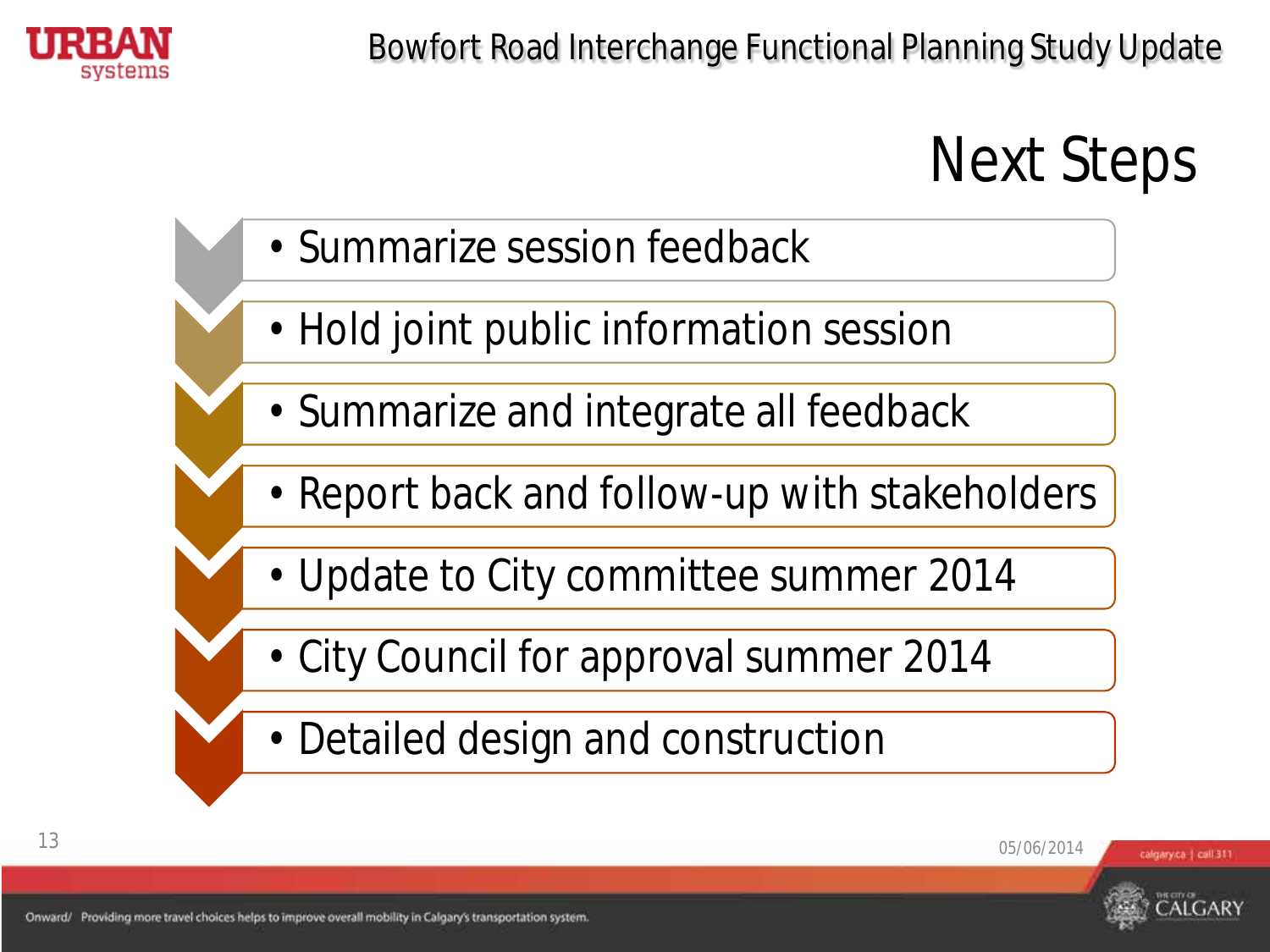# Next Steps

- Summarize session feedback
- Hold joint public information session
- Summarize and integrate all feedback
- Report back and follow-up with stakeholders
- Update to City committee summer 2014
- City Council for approval summer 2014
- Detailed design and construction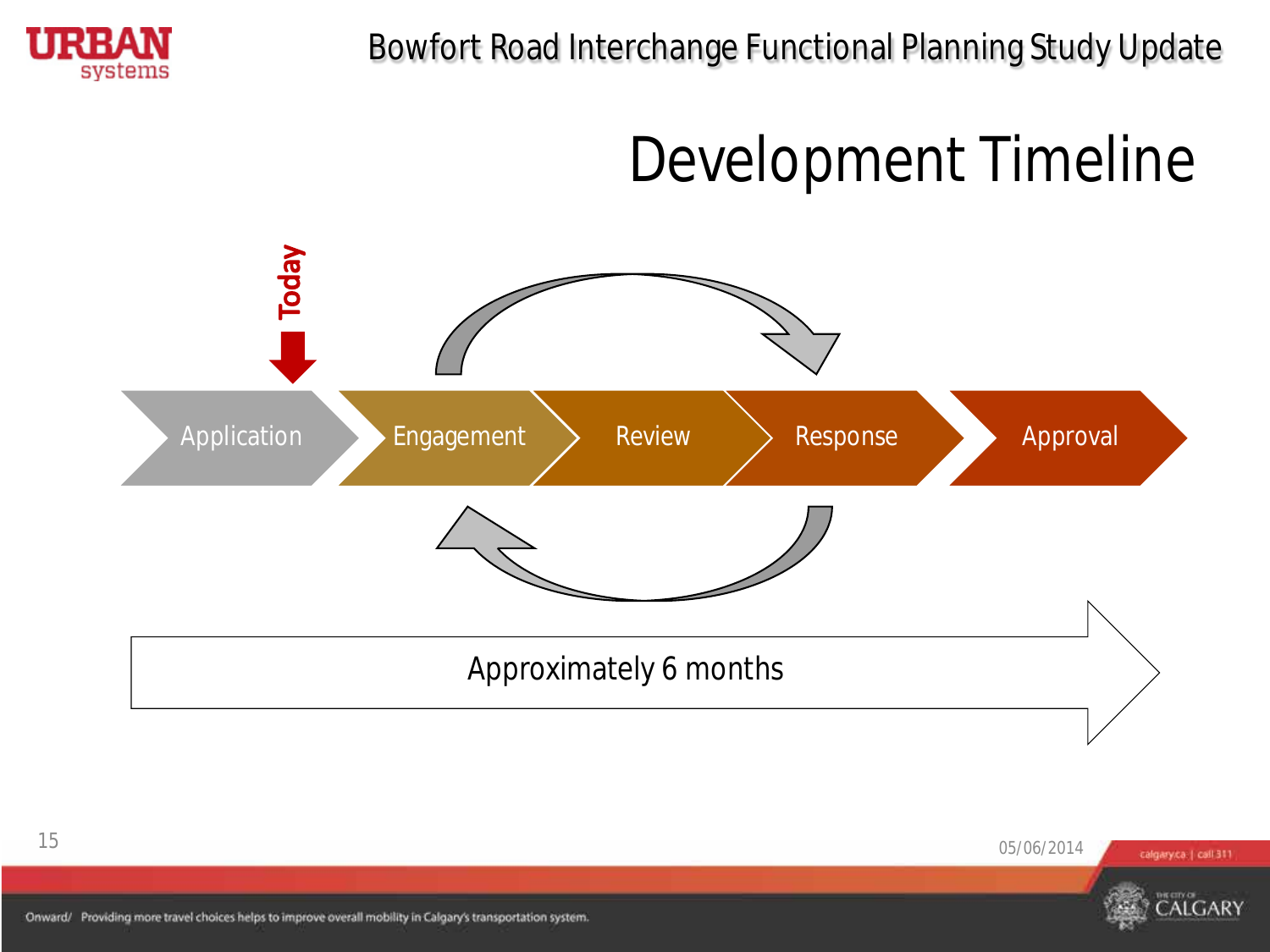# Development Timeline

Today

Application

Engagement

Review

Response

Approval

Approximately 6 months